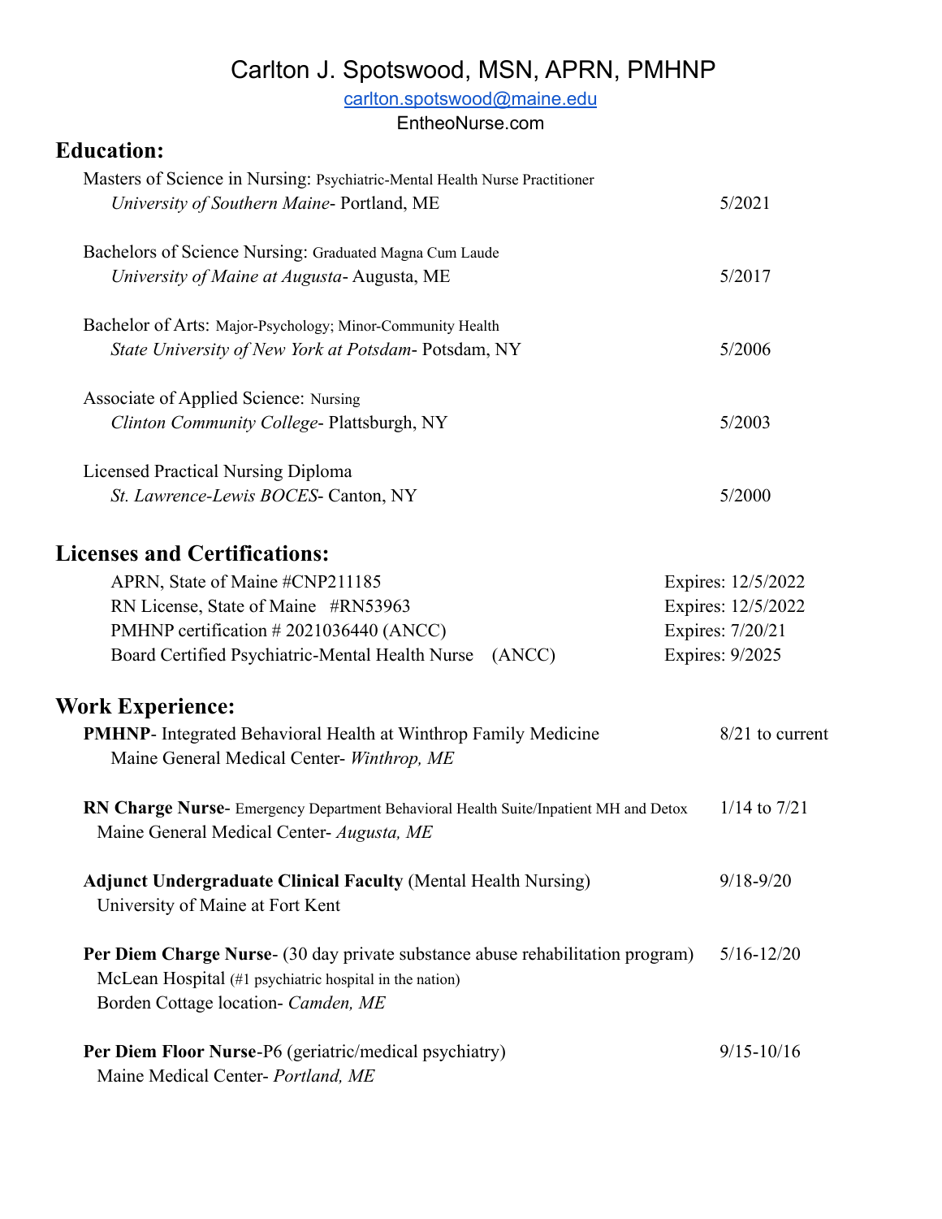# Carlton J. Spotswood, MSN, APRN, PMHNP

carlton.spotswood@maine.edu
EntheoNurse.com

## Education:

Masters of Science in Nursing: Psychiatric-Mental Health Nurse Practitioner
*University of Southern Maine*- Portland, ME — 5/2021

Bachelors of Science Nursing: Graduated Magna Cum Laude
*University of Maine at Augusta*- Augusta, ME — 5/2017

Bachelor of Arts: Major-Psychology; Minor-Community Health
*State University of New York at Potsdam*- Potsdam, NY — 5/2006

Associate of Applied Science: Nursing
*Clinton Community College*- Plattsburgh, NY — 5/2003

Licensed Practical Nursing Diploma
*St. Lawrence-Lewis BOCES*- Canton, NY — 5/2000

## Licenses and Certifications:

| License/Certification | Expiration |
| --- | --- |
| APRN, State of Maine #CNP211185 | Expires: 12/5/2022 |
| RN License, State of Maine #RN53963 | Expires: 12/5/2022 |
| PMHNP certification # 2021036440 (ANCC) | Expires: 7/20/21 |
| Board Certified Psychiatric-Mental Health Nurse (ANCC) | Expires: 9/2025 |

## Work Experience:

**PMHNP**- Integrated Behavioral Health at Winthrop Family Medicine — 8/21 to current
Maine General Medical Center- *Winthrop, ME*

**RN Charge Nurse**- Emergency Department Behavioral Health Suite/Inpatient MH and Detox — 1/14 to 7/21
Maine General Medical Center- *Augusta, ME*

**Adjunct Undergraduate Clinical Faculty** (Mental Health Nursing) — 9/18-9/20
University of Maine at Fort Kent

**Per Diem Charge Nurse**- (30 day private substance abuse rehabilitation program) — 5/16-12/20
McLean Hospital (#1 psychiatric hospital in the nation)
Borden Cottage location- *Camden, ME*

**Per Diem Floor Nurse**-P6 (geriatric/medical psychiatry) — 9/15-10/16
Maine Medical Center- *Portland, ME*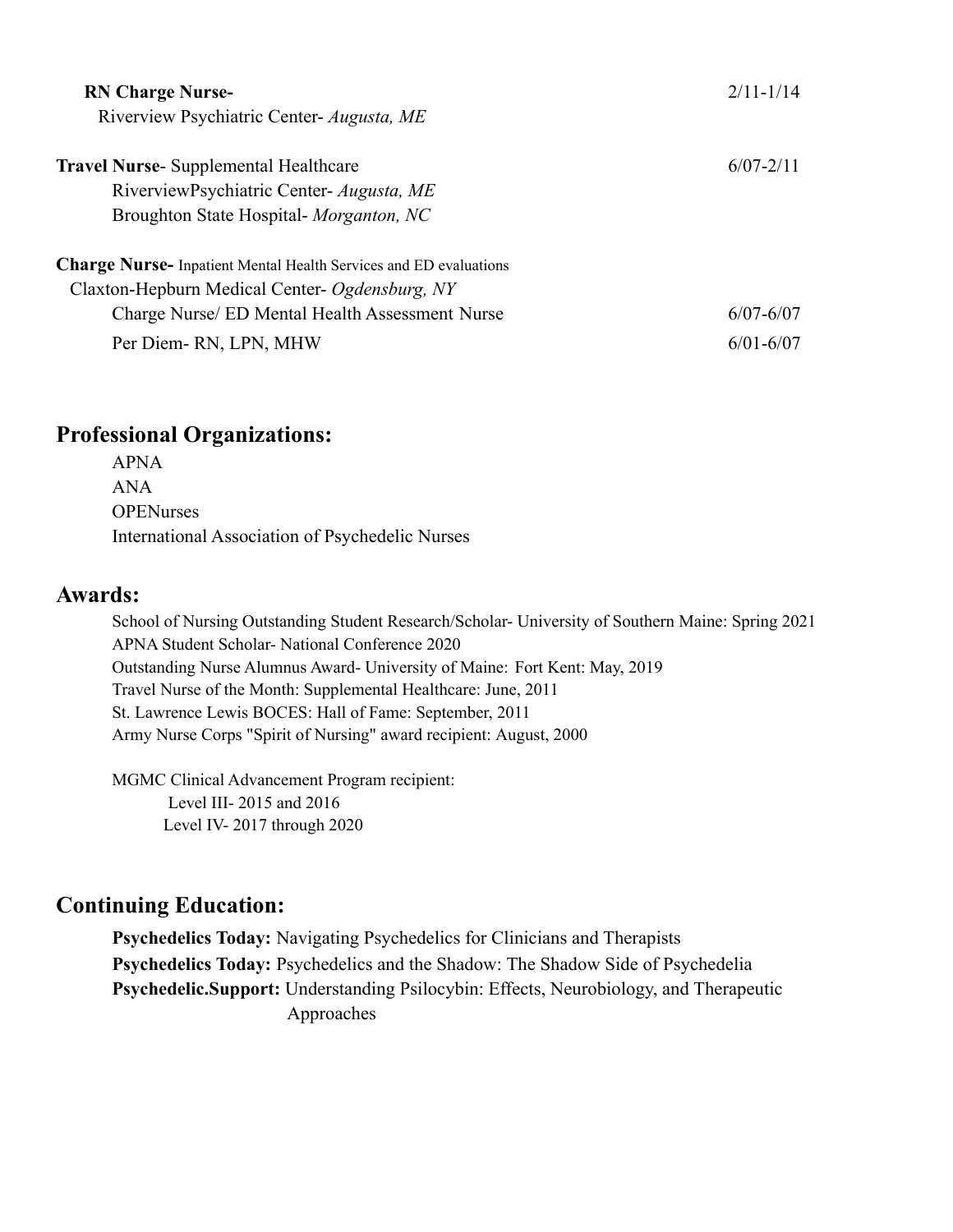**RN Charge Nurse-** 2/11-1/14
Riverview Psychiatric Center- *Augusta, ME*

**Travel Nurse**- Supplemental Healthcare 6/07-2/11
RiverviewPsychiatric Center- *Augusta, ME*
Broughton State Hospital- *Morganton, NC*

**Charge Nurse-** Inpatient Mental Health Services and ED evaluations
Claxton-Hepburn Medical Center- *Ogdensburg, NY*
Charge Nurse/ ED Mental Health Assessment Nurse 6/07-6/07
Per Diem- RN, LPN, MHW 6/01-6/07

## Professional Organizations:

APNA
ANA
OPENurses
International Association of Psychedelic Nurses

## Awards:

School of Nursing Outstanding Student Research/Scholar- University of Southern Maine: Spring 2021
APNA Student Scholar- National Conference 2020
Outstanding Nurse Alumnus Award- University of Maine: Fort Kent: May, 2019
Travel Nurse of the Month: Supplemental Healthcare: June, 2011
St. Lawrence Lewis BOCES: Hall of Fame: September, 2011
Army Nurse Corps "Spirit of Nursing" award recipient: August, 2000

MGMC Clinical Advancement Program recipient:
Level III- 2015 and 2016
Level IV- 2017 through 2020

## Continuing Education:

**Psychedelics Today:** Navigating Psychedelics for Clinicians and Therapists
**Psychedelics Today:** Psychedelics and the Shadow: The Shadow Side of Psychedelia
**Psychedelic.Support:** Understanding Psilocybin: Effects, Neurobiology, and Therapeutic Approaches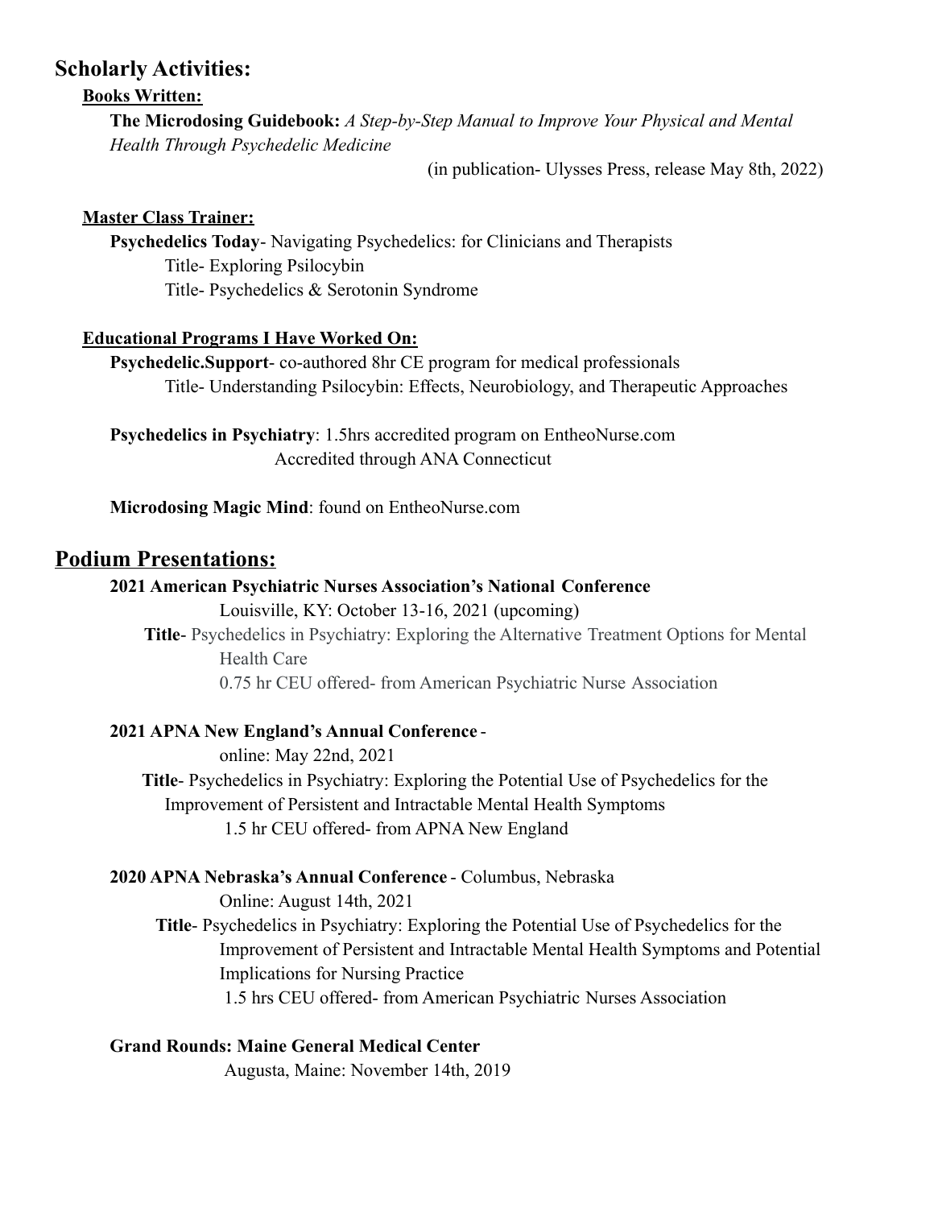## Scholarly Activities:

**Books Written:**

**The Microdosing Guidebook:** *A Step-by-Step Manual to Improve Your Physical and Mental Health Through Psychedelic Medicine*

(in publication- Ulysses Press, release May 8th, 2022)

**Master Class Trainer:**

**Psychedelics Today**- Navigating Psychedelics: for Clinicians and Therapists

Title- Exploring Psilocybin

Title- Psychedelics & Serotonin Syndrome

**Educational Programs I Have Worked On:**

**Psychedelic.Support**- co-authored 8hr CE program for medical professionals

Title- Understanding Psilocybin: Effects, Neurobiology, and Therapeutic Approaches

**Psychedelics in Psychiatry**: 1.5hrs accredited program on EntheoNurse.com

Accredited through ANA Connecticut

**Microdosing Magic Mind**: found on EntheoNurse.com

## Podium Presentations:

**2021 American Psychiatric Nurses Association's National Conference**

Louisville, KY: October 13-16, 2021 (upcoming)

**Title**- Psychedelics in Psychiatry: Exploring the Alternative Treatment Options for Mental Health Care

0.75 hr CEU offered- from American Psychiatric Nurse Association

**2021 APNA New England's Annual Conference** -

online: May 22nd, 2021

**Title**- Psychedelics in Psychiatry: Exploring the Potential Use of Psychedelics for the Improvement of Persistent and Intractable Mental Health Symptoms

1.5 hr CEU offered- from APNA New England

**2020 APNA Nebraska's Annual Conference** - Columbus, Nebraska

Online: August 14th, 2021

**Title**- Psychedelics in Psychiatry: Exploring the Potential Use of Psychedelics for the Improvement of Persistent and Intractable Mental Health Symptoms and Potential Implications for Nursing Practice

1.5 hrs CEU offered- from American Psychiatric Nurses Association

**Grand Rounds: Maine General Medical Center**

Augusta, Maine: November 14th, 2019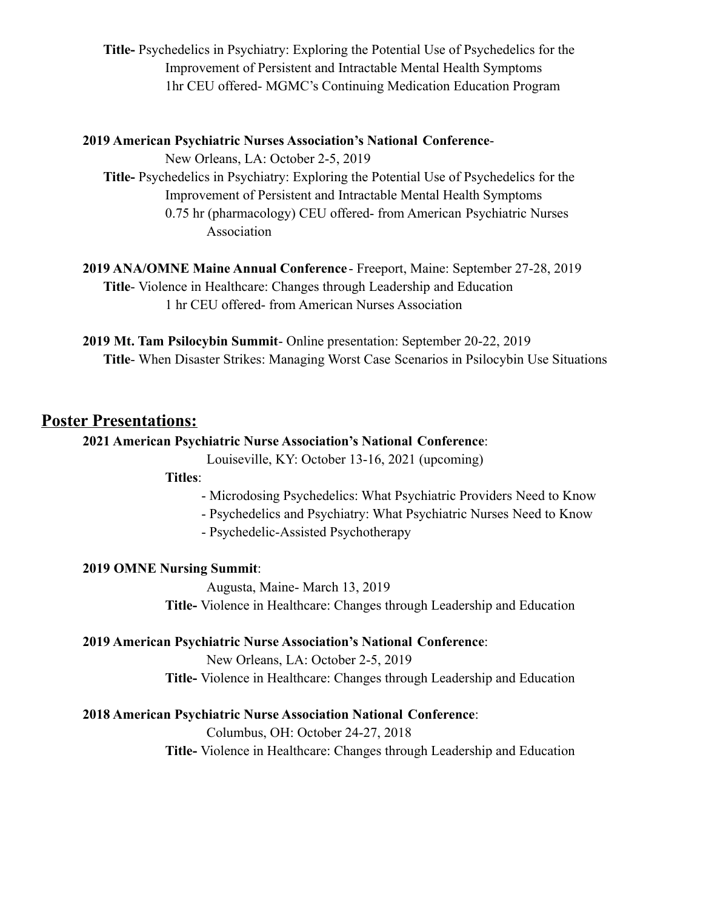**Title-** Psychedelics in Psychiatry: Exploring the Potential Use of Psychedelics for the Improvement of Persistent and Intractable Mental Health Symptoms
1hr CEU offered- MGMC's Continuing Medication Education Program

**2019 American Psychiatric Nurses Association's National Conference**-
New Orleans, LA: October 2-5, 2019
**Title-** Psychedelics in Psychiatry: Exploring the Potential Use of Psychedelics for the Improvement of Persistent and Intractable Mental Health Symptoms
0.75 hr (pharmacology) CEU offered- from American Psychiatric Nurses Association

**2019 ANA/OMNE Maine Annual Conference** - Freeport, Maine: September 27-28, 2019
**Title**- Violence in Healthcare: Changes through Leadership and Education
1 hr CEU offered- from American Nurses Association

**2019 Mt. Tam Psilocybin Summit**- Online presentation: September 20-22, 2019
**Title**- When Disaster Strikes: Managing Worst Case Scenarios in Psilocybin Use Situations

## Poster Presentations:

**2021 American Psychiatric Nurse Association's National Conference**:
Louiseville, KY: October 13-16, 2021 (upcoming)
**Titles**:
- Microdosing Psychedelics: What Psychiatric Providers Need to Know
- Psychedelics and Psychiatry: What Psychiatric Nurses Need to Know
- Psychedelic-Assisted Psychotherapy

**2019 OMNE Nursing Summit**:
Augusta, Maine- March 13, 2019
**Title-** Violence in Healthcare: Changes through Leadership and Education

**2019 American Psychiatric Nurse Association's National Conference**:
New Orleans, LA: October 2-5, 2019
**Title-** Violence in Healthcare: Changes through Leadership and Education

**2018 American Psychiatric Nurse Association National Conference**:
Columbus, OH: October 24-27, 2018
**Title-** Violence in Healthcare: Changes through Leadership and Education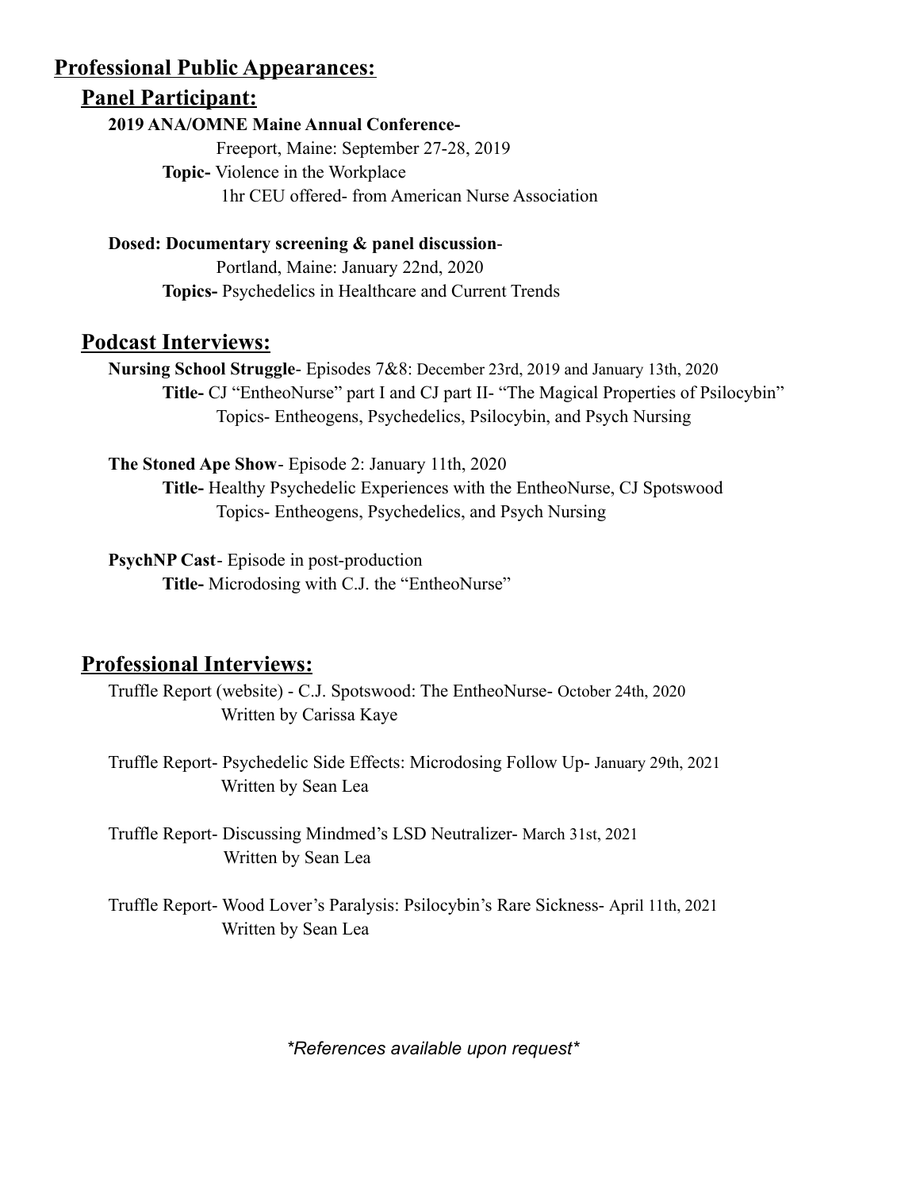## Professional Public Appearances:

### Panel Participant:

**2019 ANA/OMNE Maine Annual Conference-**

Freeport, Maine: September 27-28, 2019

**Topic-** Violence in the Workplace

1hr CEU offered- from American Nurse Association

**Dosed: Documentary screening & panel discussion**-

Portland, Maine: January 22nd, 2020

**Topics-** Psychedelics in Healthcare and Current Trends

### Podcast Interviews:

**Nursing School Struggle**- Episodes 7&8: December 23rd, 2019 and January 13th, 2020

**Title-** CJ "EntheoNurse" part I and CJ part II- "The Magical Properties of Psilocybin"

Topics- Entheogens, Psychedelics, Psilocybin, and Psych Nursing

**The Stoned Ape Show**- Episode 2: January 11th, 2020

**Title-** Healthy Psychedelic Experiences with the EntheoNurse, CJ Spotswood

Topics- Entheogens, Psychedelics, and Psych Nursing

**PsychNP Cast**- Episode in post-production

**Title-** Microdosing with C.J. the "EntheoNurse"

### Professional Interviews:

Truffle Report (website) - C.J. Spotswood: The EntheoNurse- October 24th, 2020

Written by Carissa Kaye

Truffle Report- Psychedelic Side Effects: Microdosing Follow Up- January 29th, 2021

Written by Sean Lea

Truffle Report- Discussing Mindmed's LSD Neutralizer- March 31st, 2021

Written by Sean Lea

Truffle Report- Wood Lover's Paralysis: Psilocybin's Rare Sickness- April 11th, 2021

Written by Sean Lea

*\*References available upon request\**